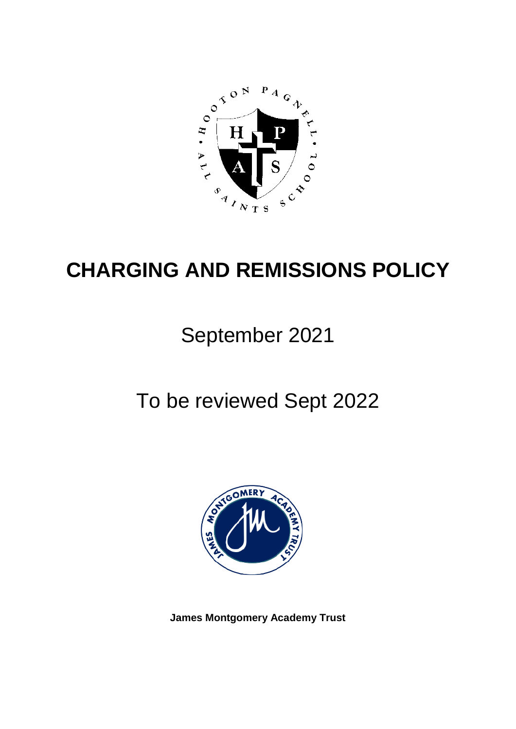# CHARGING AND REMISSIONS POLICY

September 2021

To be reviewed Sept 2022

**James Montgomery Academy Trust**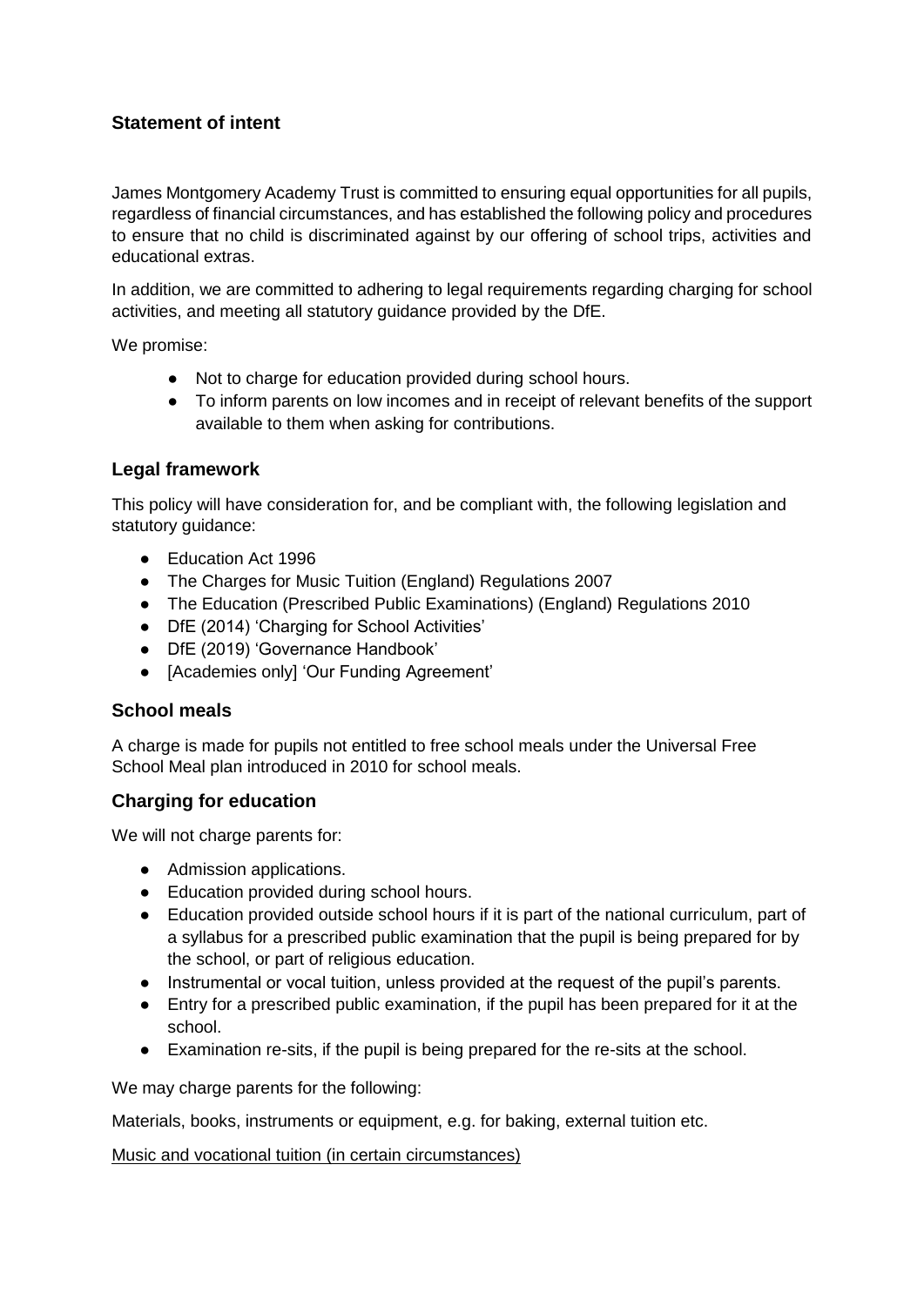## Statement of intent

James Montgomery Academy Trust is committed to ensuring equal opportunities for all pupils, regardless of financial circumstances, and has established the following policy and procedures to ensure that no child is discriminated against by our offering of school trips, activities and educational extras.

In addition, we are committed to adhering to legal requirements regarding charging for school activities, and meeting all statutory guidance provided by the DfE.

We promise:

- Not to charge for education provided during school hours.
- To inform parents on low incomes and in receipt of relevant benefits of the support available to them when asking for contributions.

## Legal framework

This policy will have consideration for, and be compliant with, the following legislation and statutory guidance:

- Education Act 1996
- The Charges for Music Tuition (England) Regulations 2007
- The Education (Prescribed Public Examinations) (England) Regulations 2010
- DfE (2014) 'Charging for School Activities'
- DfE (2019) 'Governance Handbook'
- [Academies only] 'Our Funding Agreement'

## School meals

A charge is made for pupils not entitled to free school meals under the Universal Free School Meal plan introduced in 2010 for school meals.

## Charging for education

We will not charge parents for:

- Admission applications.
- Education provided during school hours.
- Education provided outside school hours if it is part of the national curriculum, part of a syllabus for a prescribed public examination that the pupil is being prepared for by the school, or part of religious education.
- Instrumental or vocal tuition, unless provided at the request of the pupil's parents.
- Entry for a prescribed public examination, if the pupil has been prepared for it at the school.
- Examination re-sits, if the pupil is being prepared for the re-sits at the school.

We may charge parents for the following:

Materials, books, instruments or equipment, e.g. for baking, external tuition etc.

<u>Music and vocational tuition (in certain circumstances)</u>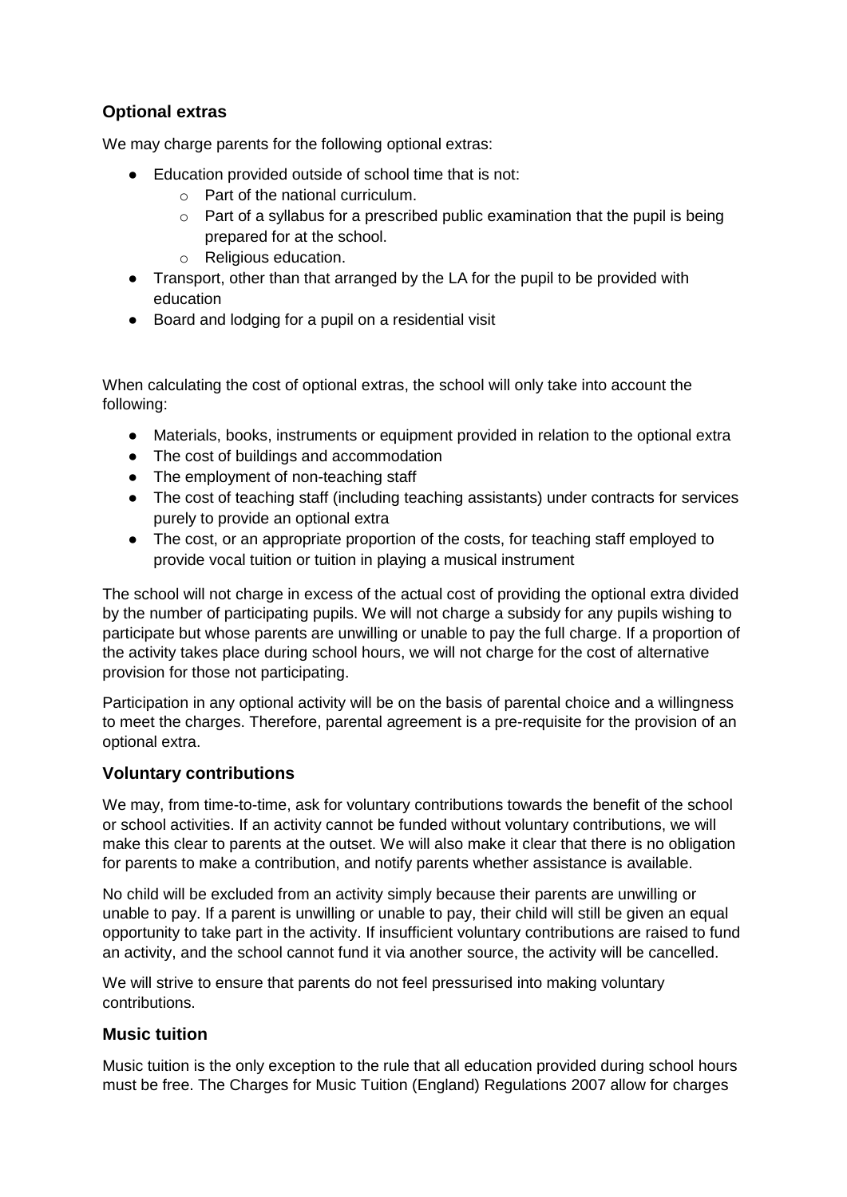## Optional extras

We may charge parents for the following optional extras:

- Education provided outside of school time that is not:
    - Part of the national curriculum.
    - Part of a syllabus for a prescribed public examination that the pupil is being prepared for at the school.
    - Religious education.
- Transport, other than that arranged by the LA for the pupil to be provided with education
- Board and lodging for a pupil on a residential visit

When calculating the cost of optional extras, the school will only take into account the following:

- Materials, books, instruments or equipment provided in relation to the optional extra
- The cost of buildings and accommodation
- The employment of non-teaching staff
- The cost of teaching staff (including teaching assistants) under contracts for services purely to provide an optional extra
- The cost, or an appropriate proportion of the costs, for teaching staff employed to provide vocal tuition or tuition in playing a musical instrument

The school will not charge in excess of the actual cost of providing the optional extra divided by the number of participating pupils. We will not charge a subsidy for any pupils wishing to participate but whose parents are unwilling or unable to pay the full charge. If a proportion of the activity takes place during school hours, we will not charge for the cost of alternative provision for those not participating.

Participation in any optional activity will be on the basis of parental choice and a willingness to meet the charges. Therefore, parental agreement is a pre-requisite for the provision of an optional extra.

## Voluntary contributions

We may, from time-to-time, ask for voluntary contributions towards the benefit of the school or school activities. If an activity cannot be funded without voluntary contributions, we will make this clear to parents at the outset. We will also make it clear that there is no obligation for parents to make a contribution, and notify parents whether assistance is available.

No child will be excluded from an activity simply because their parents are unwilling or unable to pay. If a parent is unwilling or unable to pay, their child will still be given an equal opportunity to take part in the activity. If insufficient voluntary contributions are raised to fund an activity, and the school cannot fund it via another source, the activity will be cancelled.

We will strive to ensure that parents do not feel pressurised into making voluntary contributions.

## Music tuition

Music tuition is the only exception to the rule that all education provided during school hours must be free. The Charges for Music Tuition (England) Regulations 2007 allow for charges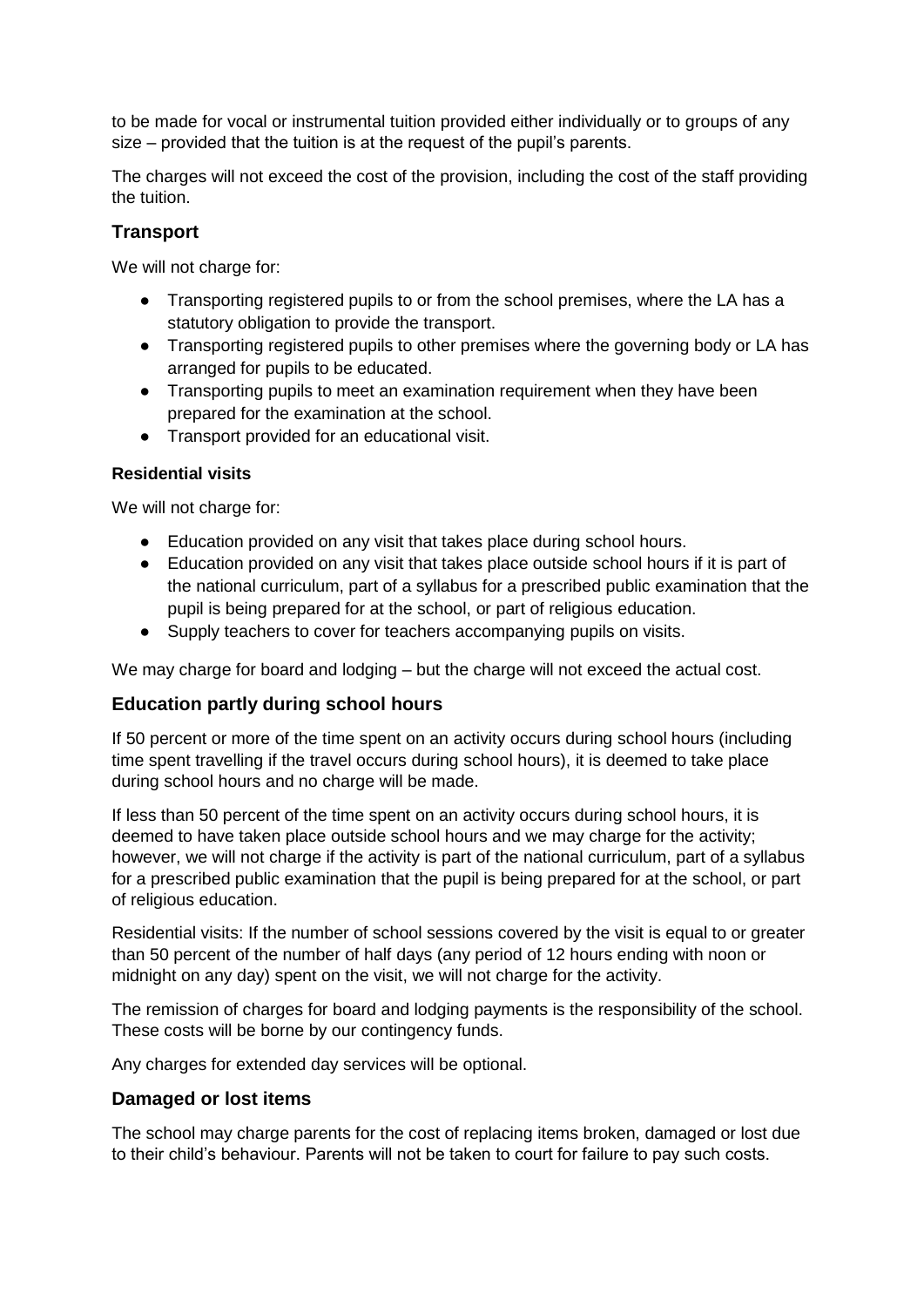to be made for vocal or instrumental tuition provided either individually or to groups of any size – provided that the tuition is at the request of the pupil's parents.

The charges will not exceed the cost of the provision, including the cost of the staff providing the tuition.

## Transport

We will not charge for:

- Transporting registered pupils to or from the school premises, where the LA has a statutory obligation to provide the transport.
- Transporting registered pupils to other premises where the governing body or LA has arranged for pupils to be educated.
- Transporting pupils to meet an examination requirement when they have been prepared for the examination at the school.
- Transport provided for an educational visit.

### Residential visits

We will not charge for:

- Education provided on any visit that takes place during school hours.
- Education provided on any visit that takes place outside school hours if it is part of the national curriculum, part of a syllabus for a prescribed public examination that the pupil is being prepared for at the school, or part of religious education.
- Supply teachers to cover for teachers accompanying pupils on visits.

We may charge for board and lodging – but the charge will not exceed the actual cost.

## Education partly during school hours

If 50 percent or more of the time spent on an activity occurs during school hours (including time spent travelling if the travel occurs during school hours), it is deemed to take place during school hours and no charge will be made.

If less than 50 percent of the time spent on an activity occurs during school hours, it is deemed to have taken place outside school hours and we may charge for the activity; however, we will not charge if the activity is part of the national curriculum, part of a syllabus for a prescribed public examination that the pupil is being prepared for at the school, or part of religious education.

Residential visits: If the number of school sessions covered by the visit is equal to or greater than 50 percent of the number of half days (any period of 12 hours ending with noon or midnight on any day) spent on the visit, we will not charge for the activity.

The remission of charges for board and lodging payments is the responsibility of the school. These costs will be borne by our contingency funds.

Any charges for extended day services will be optional.

## Damaged or lost items

The school may charge parents for the cost of replacing items broken, damaged or lost due to their child's behaviour. Parents will not be taken to court for failure to pay such costs.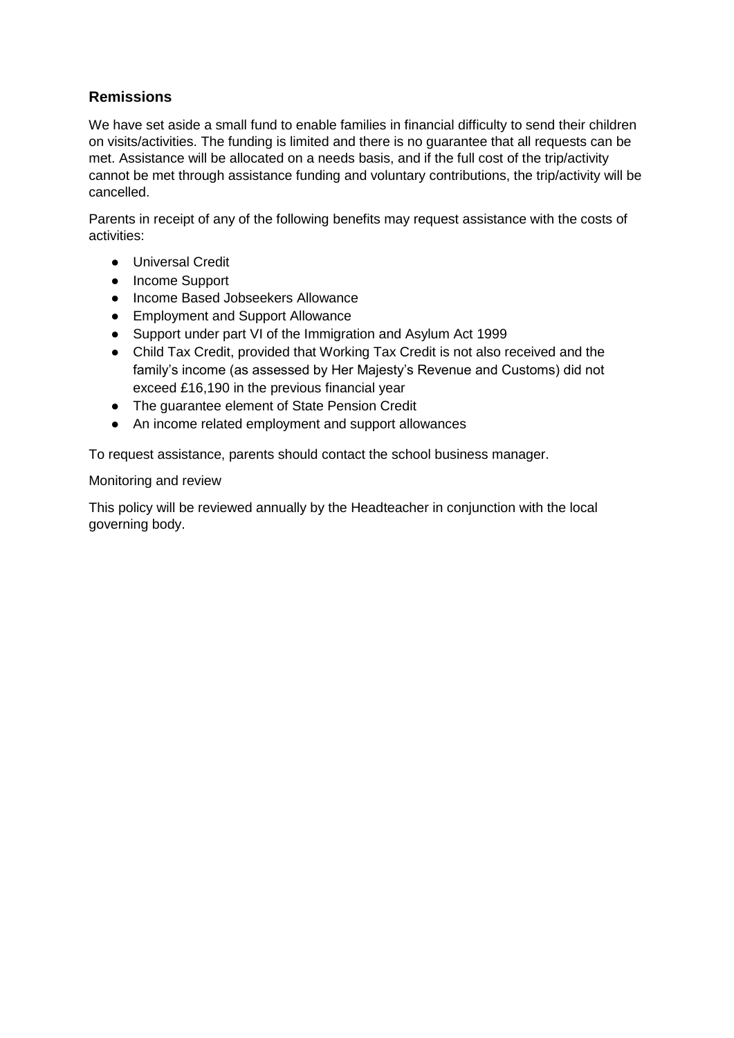### Remissions

We have set aside a small fund to enable families in financial difficulty to send their children on visits/activities. The funding is limited and there is no guarantee that all requests can be met. Assistance will be allocated on a needs basis, and if the full cost of the trip/activity cannot be met through assistance funding and voluntary contributions, the trip/activity will be cancelled.

Parents in receipt of any of the following benefits may request assistance with the costs of activities:

- Universal Credit
- Income Support
- Income Based Jobseekers Allowance
- Employment and Support Allowance
- Support under part VI of the Immigration and Asylum Act 1999
- Child Tax Credit, provided that Working Tax Credit is not also received and the family's income (as assessed by Her Majesty's Revenue and Customs) did not exceed £16,190 in the previous financial year
- The guarantee element of State Pension Credit
- An income related employment and support allowances

To request assistance, parents should contact the school business manager.

Monitoring and review

This policy will be reviewed annually by the Headteacher in conjunction with the local governing body.